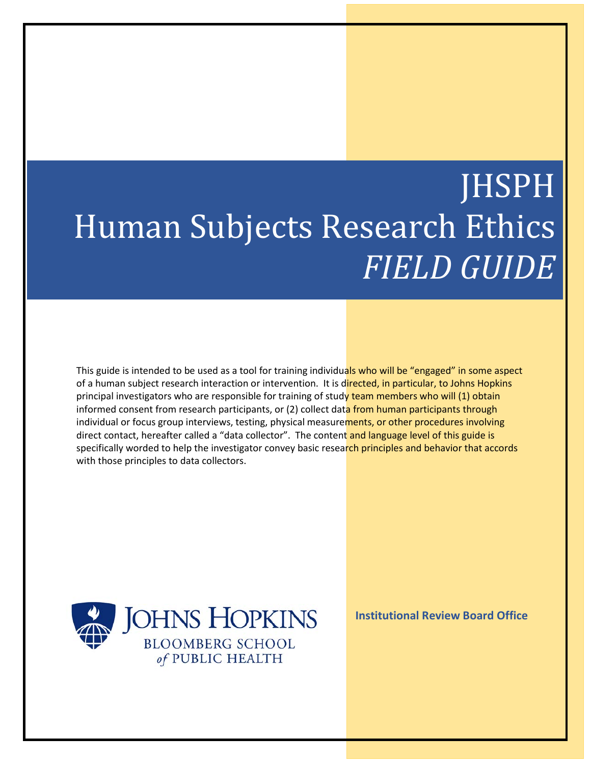# JHSPH Human Subjects Research Ethics *FIELD GUIDE*

This guide is intended to be used as a tool for training individuals who will be "engaged" in some aspect of a human subject research interaction or intervention. It is directed, in particular, to Johns Hopkins principal investigators who are responsible for training of study team members who will (1) obtain informed consent from research participants, or (2) collect data from human participants through individual or focus group interviews, testing, physical measurements, or other procedures involving direct contact, hereafter called a "data collector". The content and language level of this guide is specifically worded to help the investigator convey basic research principles and behavior that accords with those principles to data collectors.

JOHNS HOPKINS
BLOOMBERG SCHOOL
*of* PUBLIC HEALTH

**Institutional Review Board Office**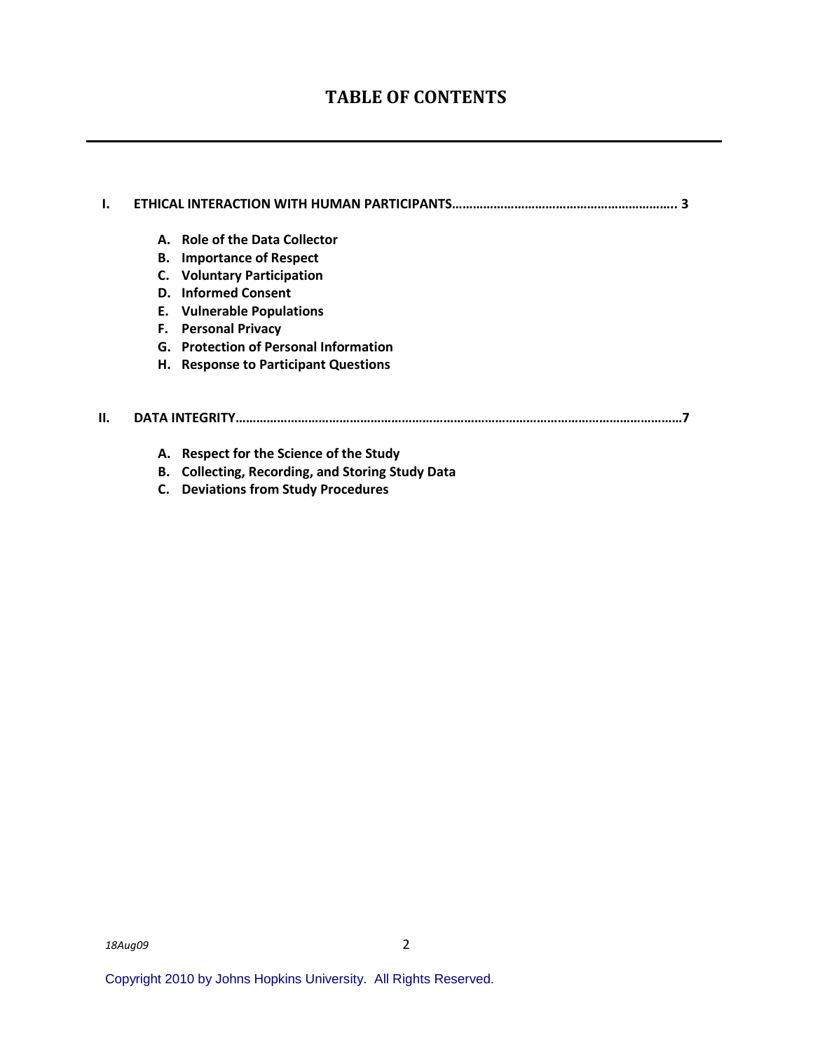# TABLE OF CONTENTS

**I. ETHICAL INTERACTION WITH HUMAN PARTICIPANTS……………………………………………………….. 3**

- **A. Role of the Data Collector**
- **B. Importance of Respect**
- **C. Voluntary Participation**
- **D. Informed Consent**
- **E. Vulnerable Populations**
- **F. Personal Privacy**
- **G. Protection of Personal Information**
- **H. Response to Participant Questions**

**II. DATA INTEGRITY……………………………………………………………………………………………………………7**

- **A. Respect for the Science of the Study**
- **B. Collecting, Recording, and Storing Study Data**
- **C. Deviations from Study Procedures**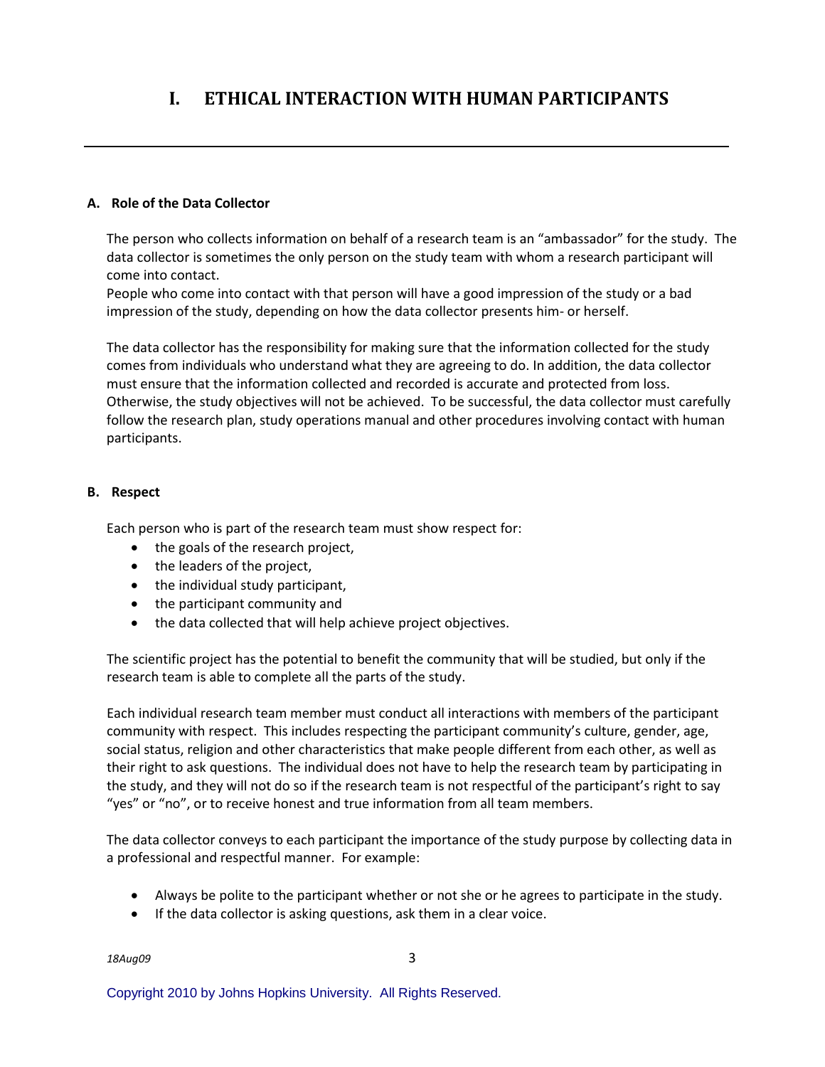# I. ETHICAL INTERACTION WITH HUMAN PARTICIPANTS

### A. Role of the Data Collector

The person who collects information on behalf of a research team is an "ambassador" for the study. The data collector is sometimes the only person on the study team with whom a research participant will come into contact.
People who come into contact with that person will have a good impression of the study or a bad impression of the study, depending on how the data collector presents him- or herself.

The data collector has the responsibility for making sure that the information collected for the study comes from individuals who understand what they are agreeing to do. In addition, the data collector must ensure that the information collected and recorded is accurate and protected from loss. Otherwise, the study objectives will not be achieved. To be successful, the data collector must carefully follow the research plan, study operations manual and other procedures involving contact with human participants.

### B. Respect

Each person who is part of the research team must show respect for:

- the goals of the research project,
- the leaders of the project,
- the individual study participant,
- the participant community and
- the data collected that will help achieve project objectives.

The scientific project has the potential to benefit the community that will be studied, but only if the research team is able to complete all the parts of the study.

Each individual research team member must conduct all interactions with members of the participant community with respect. This includes respecting the participant community's culture, gender, age, social status, religion and other characteristics that make people different from each other, as well as their right to ask questions. The individual does not have to help the research team by participating in the study, and they will not do so if the research team is not respectful of the participant's right to say "yes" or "no", or to receive honest and true information from all team members.

The data collector conveys to each participant the importance of the study purpose by collecting data in a professional and respectful manner. For example:

- Always be polite to the participant whether or not she or he agrees to participate in the study.
- If the data collector is asking questions, ask them in a clear voice.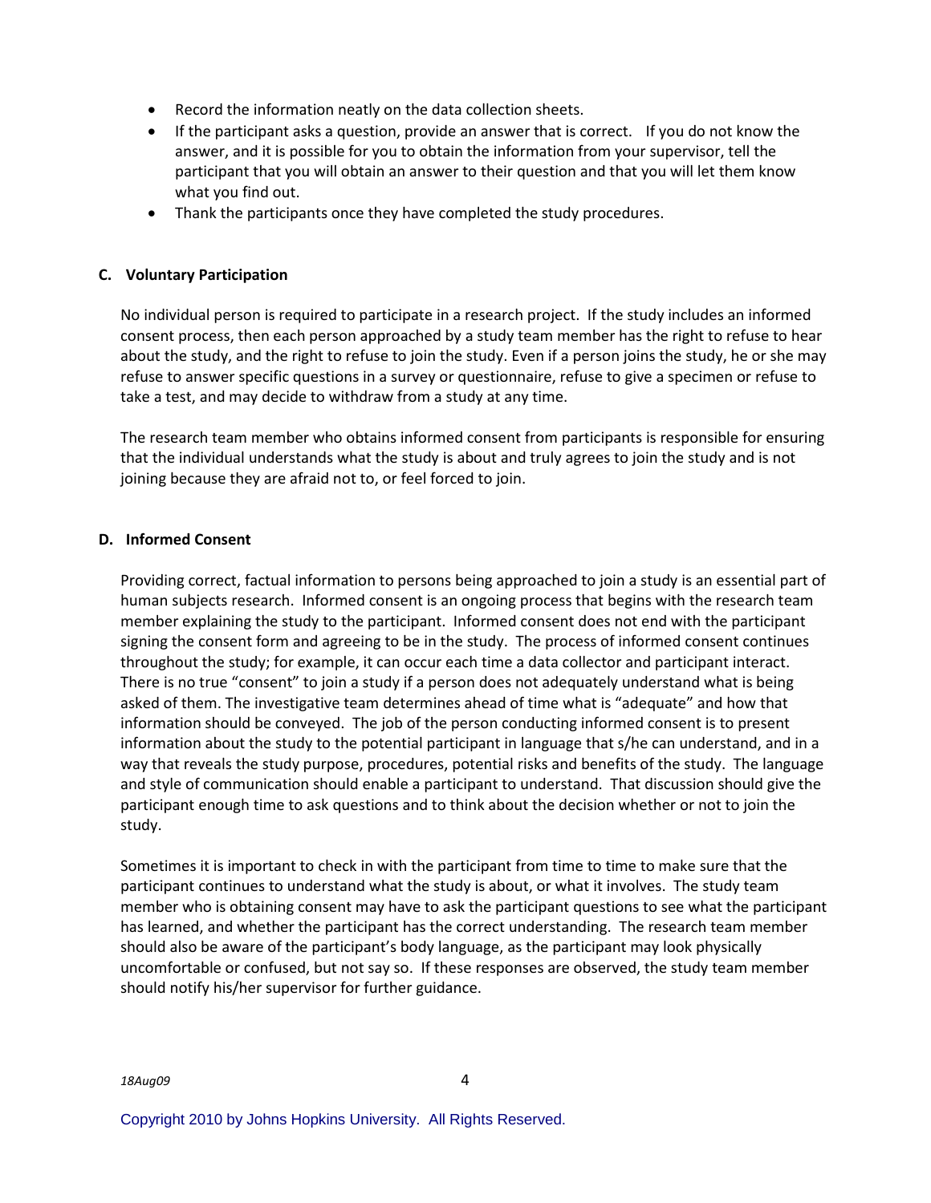- Record the information neatly on the data collection sheets.
- If the participant asks a question, provide an answer that is correct. If you do not know the answer, and it is possible for you to obtain the information from your supervisor, tell the participant that you will obtain an answer to their question and that you will let them know what you find out.
- Thank the participants once they have completed the study procedures.

### C. Voluntary Participation

No individual person is required to participate in a research project. If the study includes an informed consent process, then each person approached by a study team member has the right to refuse to hear about the study, and the right to refuse to join the study. Even if a person joins the study, he or she may refuse to answer specific questions in a survey or questionnaire, refuse to give a specimen or refuse to take a test, and may decide to withdraw from a study at any time.

The research team member who obtains informed consent from participants is responsible for ensuring that the individual understands what the study is about and truly agrees to join the study and is not joining because they are afraid not to, or feel forced to join.

### D. Informed Consent

Providing correct, factual information to persons being approached to join a study is an essential part of human subjects research. Informed consent is an ongoing process that begins with the research team member explaining the study to the participant. Informed consent does not end with the participant signing the consent form and agreeing to be in the study. The process of informed consent continues throughout the study; for example, it can occur each time a data collector and participant interact. There is no true "consent" to join a study if a person does not adequately understand what is being asked of them. The investigative team determines ahead of time what is "adequate" and how that information should be conveyed. The job of the person conducting informed consent is to present information about the study to the potential participant in language that s/he can understand, and in a way that reveals the study purpose, procedures, potential risks and benefits of the study. The language and style of communication should enable a participant to understand. That discussion should give the participant enough time to ask questions and to think about the decision whether or not to join the study.

Sometimes it is important to check in with the participant from time to time to make sure that the participant continues to understand what the study is about, or what it involves. The study team member who is obtaining consent may have to ask the participant questions to see what the participant has learned, and whether the participant has the correct understanding. The research team member should also be aware of the participant's body language, as the participant may look physically uncomfortable or confused, but not say so. If these responses are observed, the study team member should notify his/her supervisor for further guidance.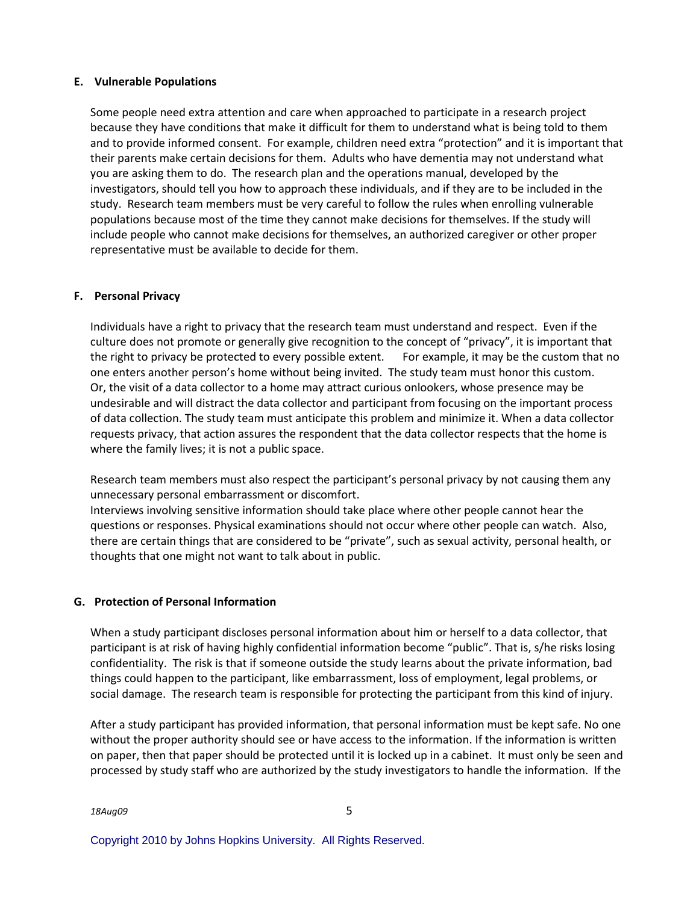### E. Vulnerable Populations

Some people need extra attention and care when approached to participate in a research project because they have conditions that make it difficult for them to understand what is being told to them and to provide informed consent. For example, children need extra "protection" and it is important that their parents make certain decisions for them. Adults who have dementia may not understand what you are asking them to do. The research plan and the operations manual, developed by the investigators, should tell you how to approach these individuals, and if they are to be included in the study. Research team members must be very careful to follow the rules when enrolling vulnerable populations because most of the time they cannot make decisions for themselves. If the study will include people who cannot make decisions for themselves, an authorized caregiver or other proper representative must be available to decide for them.

### F. Personal Privacy

Individuals have a right to privacy that the research team must understand and respect. Even if the culture does not promote or generally give recognition to the concept of "privacy", it is important that the right to privacy be protected to every possible extent. For example, it may be the custom that no one enters another person's home without being invited. The study team must honor this custom. Or, the visit of a data collector to a home may attract curious onlookers, whose presence may be undesirable and will distract the data collector and participant from focusing on the important process of data collection. The study team must anticipate this problem and minimize it. When a data collector requests privacy, that action assures the respondent that the data collector respects that the home is where the family lives; it is not a public space.

Research team members must also respect the participant's personal privacy by not causing them any unnecessary personal embarrassment or discomfort.
Interviews involving sensitive information should take place where other people cannot hear the questions or responses. Physical examinations should not occur where other people can watch. Also, there are certain things that are considered to be "private", such as sexual activity, personal health, or thoughts that one might not want to talk about in public.

### G. Protection of Personal Information

When a study participant discloses personal information about him or herself to a data collector, that participant is at risk of having highly confidential information become "public". That is, s/he risks losing confidentiality. The risk is that if someone outside the study learns about the private information, bad things could happen to the participant, like embarrassment, loss of employment, legal problems, or social damage. The research team is responsible for protecting the participant from this kind of injury.

After a study participant has provided information, that personal information must be kept safe. No one without the proper authority should see or have access to the information. If the information is written on paper, then that paper should be protected until it is locked up in a cabinet. It must only be seen and processed by study staff who are authorized by the study investigators to handle the information. If the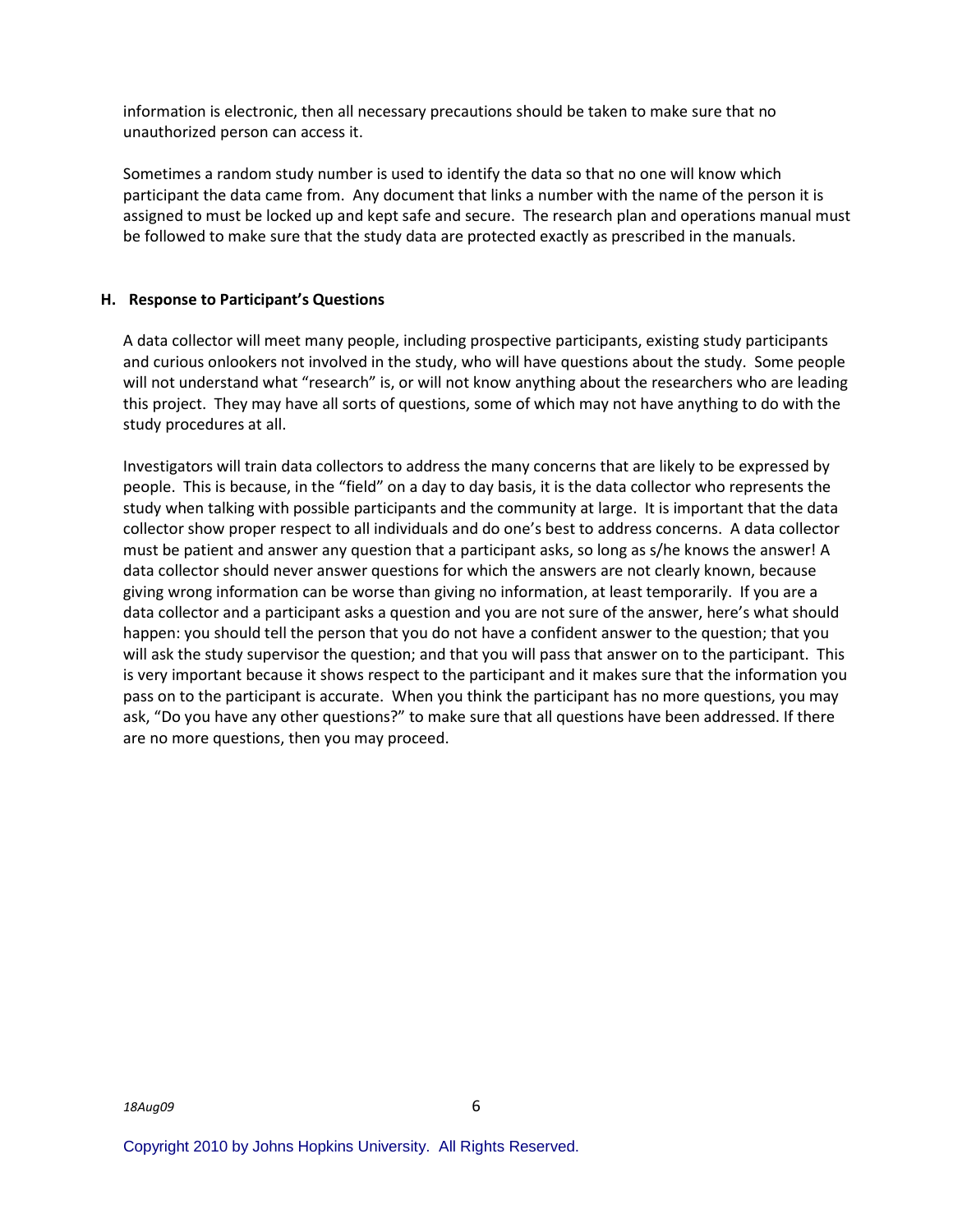information is electronic, then all necessary precautions should be taken to make sure that no unauthorized person can access it.

Sometimes a random study number is used to identify the data so that no one will know which participant the data came from. Any document that links a number with the name of the person it is assigned to must be locked up and kept safe and secure. The research plan and operations manual must be followed to make sure that the study data are protected exactly as prescribed in the manuals.

### H. Response to Participant's Questions

A data collector will meet many people, including prospective participants, existing study participants and curious onlookers not involved in the study, who will have questions about the study. Some people will not understand what "research" is, or will not know anything about the researchers who are leading this project. They may have all sorts of questions, some of which may not have anything to do with the study procedures at all.

Investigators will train data collectors to address the many concerns that are likely to be expressed by people. This is because, in the "field" on a day to day basis, it is the data collector who represents the study when talking with possible participants and the community at large. It is important that the data collector show proper respect to all individuals and do one's best to address concerns. A data collector must be patient and answer any question that a participant asks, so long as s/he knows the answer! A data collector should never answer questions for which the answers are not clearly known, because giving wrong information can be worse than giving no information, at least temporarily. If you are a data collector and a participant asks a question and you are not sure of the answer, here's what should happen: you should tell the person that you do not have a confident answer to the question; that you will ask the study supervisor the question; and that you will pass that answer on to the participant. This is very important because it shows respect to the participant and it makes sure that the information you pass on to the participant is accurate. When you think the participant has no more questions, you may ask, "Do you have any other questions?" to make sure that all questions have been addressed. If there are no more questions, then you may proceed.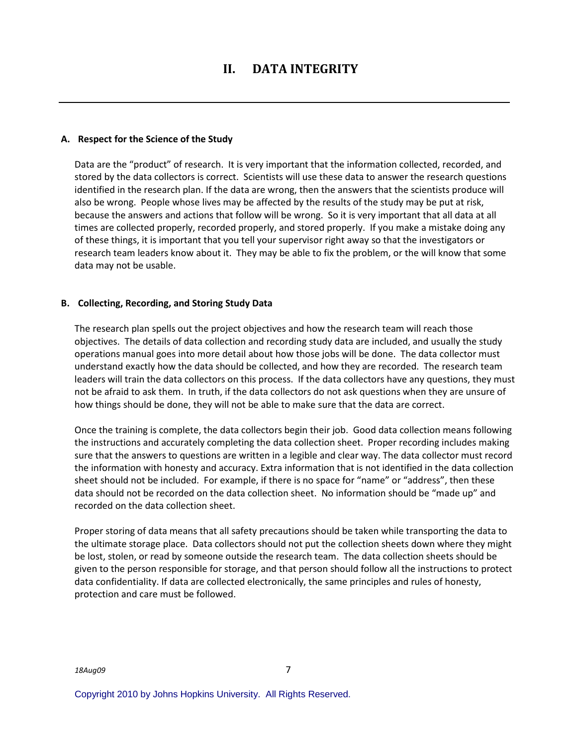# II. DATA INTEGRITY

## A. Respect for the Science of the Study

Data are the "product" of research. It is very important that the information collected, recorded, and stored by the data collectors is correct. Scientists will use these data to answer the research questions identified in the research plan. If the data are wrong, then the answers that the scientists produce will also be wrong. People whose lives may be affected by the results of the study may be put at risk, because the answers and actions that follow will be wrong. So it is very important that all data at all times are collected properly, recorded properly, and stored properly. If you make a mistake doing any of these things, it is important that you tell your supervisor right away so that the investigators or research team leaders know about it. They may be able to fix the problem, or the will know that some data may not be usable.

## B. Collecting, Recording, and Storing Study Data

The research plan spells out the project objectives and how the research team will reach those objectives. The details of data collection and recording study data are included, and usually the study operations manual goes into more detail about how those jobs will be done. The data collector must understand exactly how the data should be collected, and how they are recorded. The research team leaders will train the data collectors on this process. If the data collectors have any questions, they must not be afraid to ask them. In truth, if the data collectors do not ask questions when they are unsure of how things should be done, they will not be able to make sure that the data are correct.

Once the training is complete, the data collectors begin their job. Good data collection means following the instructions and accurately completing the data collection sheet. Proper recording includes making sure that the answers to questions are written in a legible and clear way. The data collector must record the information with honesty and accuracy. Extra information that is not identified in the data collection sheet should not be included. For example, if there is no space for "name" or "address", then these data should not be recorded on the data collection sheet. No information should be "made up" and recorded on the data collection sheet.

Proper storing of data means that all safety precautions should be taken while transporting the data to the ultimate storage place. Data collectors should not put the collection sheets down where they might be lost, stolen, or read by someone outside the research team. The data collection sheets should be given to the person responsible for storage, and that person should follow all the instructions to protect data confidentiality. If data are collected electronically, the same principles and rules of honesty, protection and care must be followed.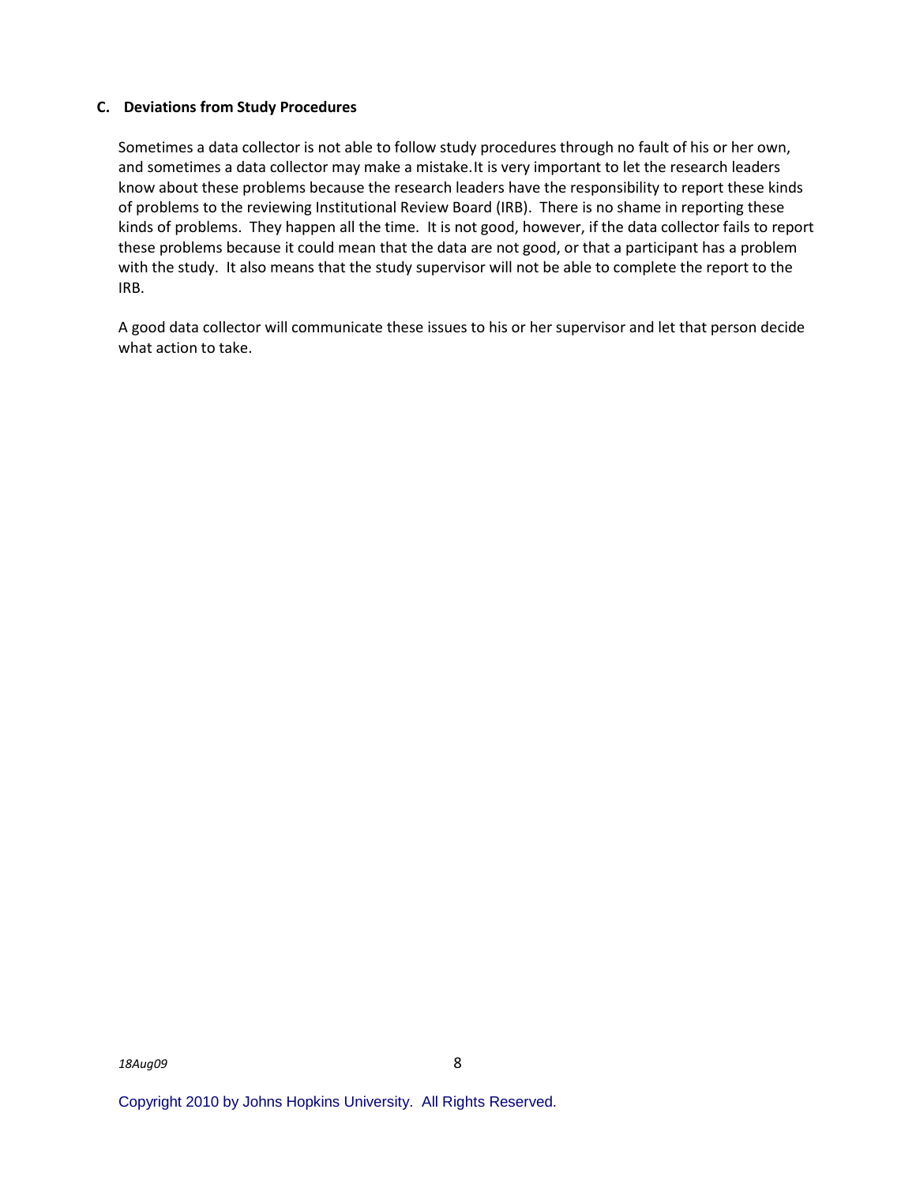### C. Deviations from Study Procedures

Sometimes a data collector is not able to follow study procedures through no fault of his or her own, and sometimes a data collector may make a mistake. It is very important to let the research leaders know about these problems because the research leaders have the responsibility to report these kinds of problems to the reviewing Institutional Review Board (IRB). There is no shame in reporting these kinds of problems. They happen all the time. It is not good, however, if the data collector fails to report these problems because it could mean that the data are not good, or that a participant has a problem with the study. It also means that the study supervisor will not be able to complete the report to the IRB.

A good data collector will communicate these issues to his or her supervisor and let that person decide what action to take.